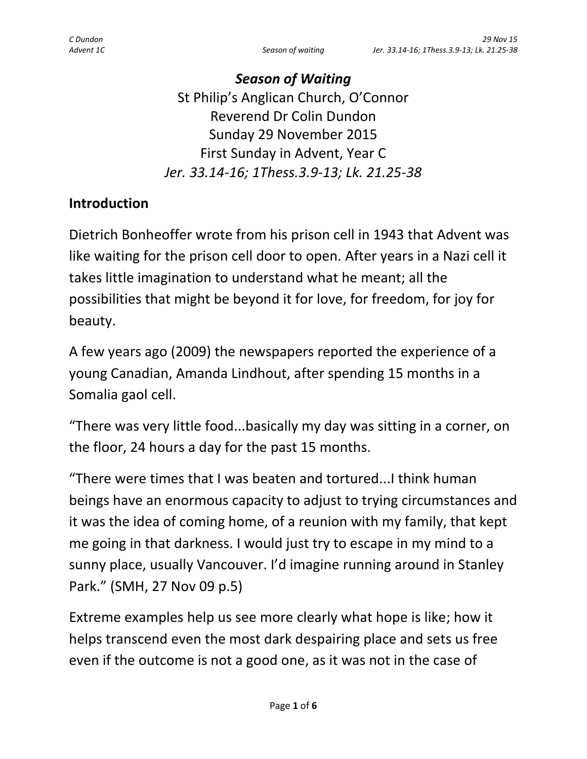# *Season of Waiting*

St Philip's Anglican Church, O'Connor
Reverend Dr Colin Dundon
Sunday 29 November 2015
First Sunday in Advent, Year C
*Jer. 33.14-16; 1Thess.3.9-13; Lk. 21.25-38*

## Introduction

Dietrich Bonheoffer wrote from his prison cell in 1943 that Advent was like waiting for the prison cell door to open. After years in a Nazi cell it takes little imagination to understand what he meant; all the possibilities that might be beyond it for love, for freedom, for joy for beauty.

A few years ago (2009) the newspapers reported the experience of a young Canadian, Amanda Lindhout, after spending 15 months in a Somalia gaol cell.

"There was very little food...basically my day was sitting in a corner, on the floor, 24 hours a day for the past 15 months.

"There were times that I was beaten and tortured...I think human beings have an enormous capacity to adjust to trying circumstances and it was the idea of coming home, of a reunion with my family, that kept me going in that darkness. I would just try to escape in my mind to a sunny place, usually Vancouver. I'd imagine running around in Stanley Park." (SMH, 27 Nov 09 p.5)

Extreme examples help us see more clearly what hope is like; how it helps transcend even the most dark despairing place and sets us free even if the outcome is not a good one, as it was not in the case of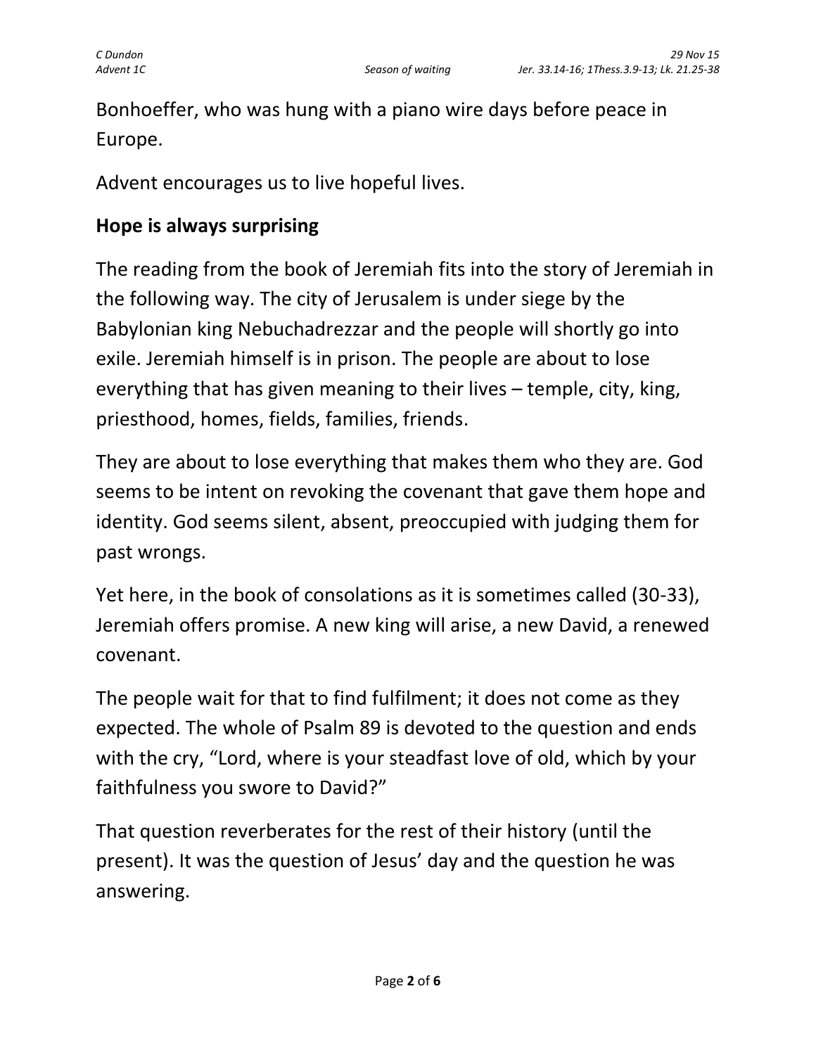Bonhoeffer, who was hung with a piano wire days before peace in Europe.

Advent encourages us to live hopeful lives.

**Hope is always surprising**

The reading from the book of Jeremiah fits into the story of Jeremiah in the following way. The city of Jerusalem is under siege by the Babylonian king Nebuchadrezzar and the people will shortly go into exile. Jeremiah himself is in prison. The people are about to lose everything that has given meaning to their lives – temple, city, king, priesthood, homes, fields, families, friends.

They are about to lose everything that makes them who they are. God seems to be intent on revoking the covenant that gave them hope and identity. God seems silent, absent, preoccupied with judging them for past wrongs.

Yet here, in the book of consolations as it is sometimes called (30-33), Jeremiah offers promise. A new king will arise, a new David, a renewed covenant.

The people wait for that to find fulfilment; it does not come as they expected. The whole of Psalm 89 is devoted to the question and ends with the cry, "Lord, where is your steadfast love of old, which by your faithfulness you swore to David?"

That question reverberates for the rest of their history (until the present). It was the question of Jesus' day and the question he was answering.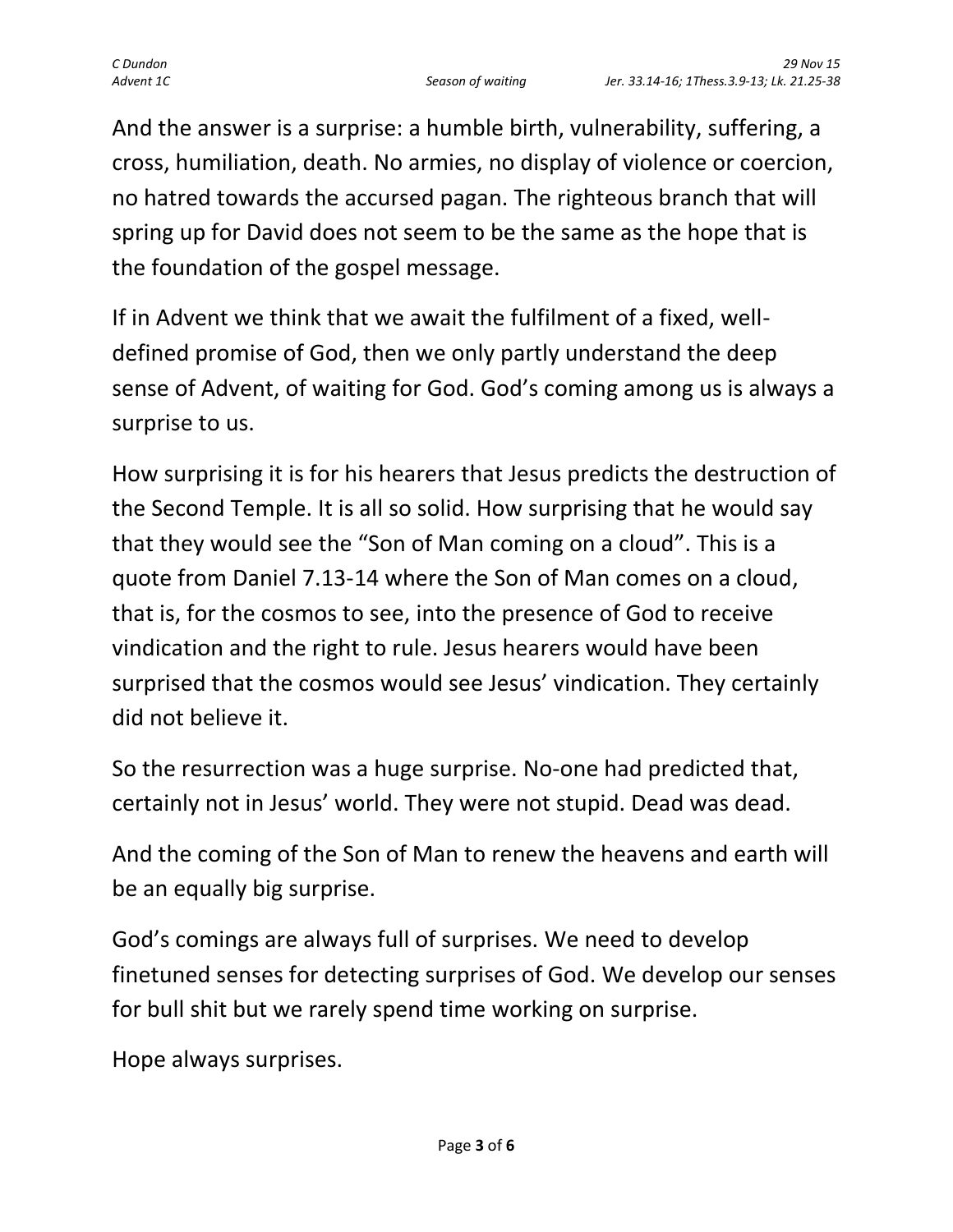And the answer is a surprise: a humble birth, vulnerability, suffering, a cross, humiliation, death. No armies, no display of violence or coercion, no hatred towards the accursed pagan. The righteous branch that will spring up for David does not seem to be the same as the hope that is the foundation of the gospel message.

If in Advent we think that we await the fulfilment of a fixed, well-defined promise of God, then we only partly understand the deep sense of Advent, of waiting for God. God's coming among us is always a surprise to us.

How surprising it is for his hearers that Jesus predicts the destruction of the Second Temple. It is all so solid. How surprising that he would say that they would see the "Son of Man coming on a cloud". This is a quote from Daniel 7.13-14 where the Son of Man comes on a cloud, that is, for the cosmos to see, into the presence of God to receive vindication and the right to rule. Jesus hearers would have been surprised that the cosmos would see Jesus' vindication. They certainly did not believe it.

So the resurrection was a huge surprise. No-one had predicted that, certainly not in Jesus' world. They were not stupid. Dead was dead.

And the coming of the Son of Man to renew the heavens and earth will be an equally big surprise.

God's comings are always full of surprises. We need to develop finetuned senses for detecting surprises of God. We develop our senses for bull shit but we rarely spend time working on surprise.

Hope always surprises.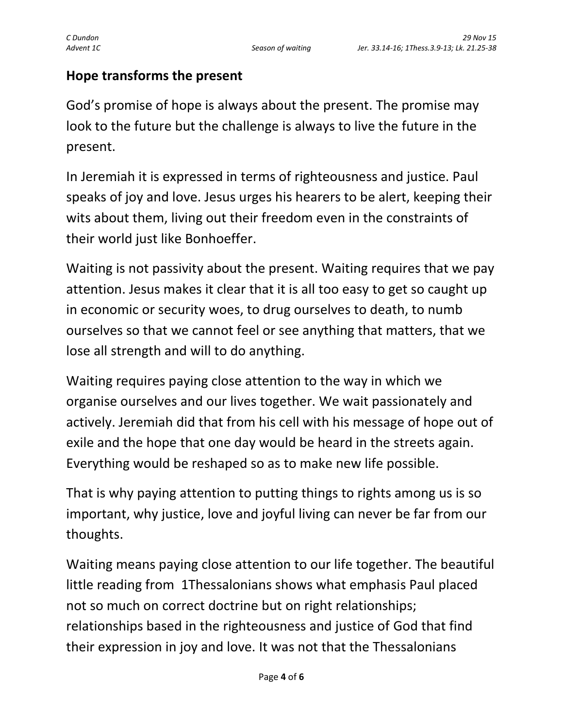## Hope transforms the present

God's promise of hope is always about the present. The promise may look to the future but the challenge is always to live the future in the present.

In Jeremiah it is expressed in terms of righteousness and justice. Paul speaks of joy and love. Jesus urges his hearers to be alert, keeping their wits about them, living out their freedom even in the constraints of their world just like Bonhoeffer.

Waiting is not passivity about the present. Waiting requires that we pay attention. Jesus makes it clear that it is all too easy to get so caught up in economic or security woes, to drug ourselves to death, to numb ourselves so that we cannot feel or see anything that matters, that we lose all strength and will to do anything.

Waiting requires paying close attention to the way in which we organise ourselves and our lives together. We wait passionately and actively. Jeremiah did that from his cell with his message of hope out of exile and the hope that one day would be heard in the streets again. Everything would be reshaped so as to make new life possible.

That is why paying attention to putting things to rights among us is so important, why justice, love and joyful living can never be far from our thoughts.

Waiting means paying close attention to our life together. The beautiful little reading from 1Thessalonians shows what emphasis Paul placed not so much on correct doctrine but on right relationships; relationships based in the righteousness and justice of God that find their expression in joy and love. It was not that the Thessalonians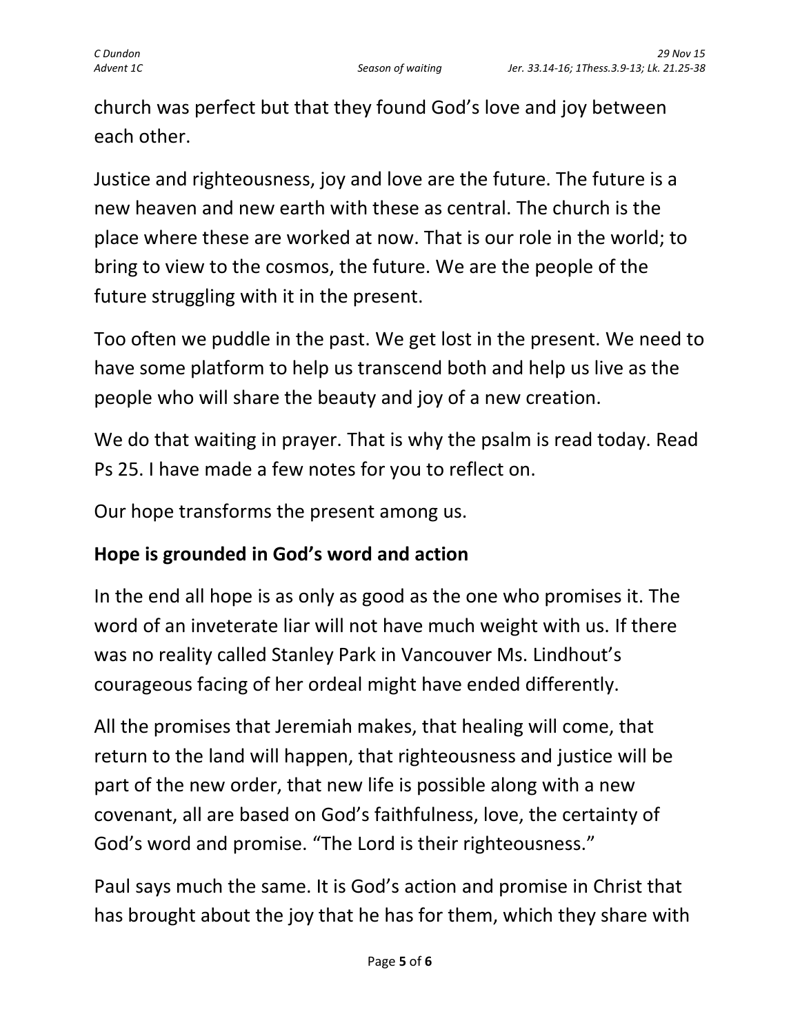church was perfect but that they found God's love and joy between each other.

Justice and righteousness, joy and love are the future. The future is a new heaven and new earth with these as central. The church is the place where these are worked at now. That is our role in the world; to bring to view to the cosmos, the future. We are the people of the future struggling with it in the present.

Too often we puddle in the past. We get lost in the present. We need to have some platform to help us transcend both and help us live as the people who will share the beauty and joy of a new creation.

We do that waiting in prayer. That is why the psalm is read today. Read Ps 25. I have made a few notes for you to reflect on.

Our hope transforms the present among us.

**Hope is grounded in God's word and action**

In the end all hope is as only as good as the one who promises it. The word of an inveterate liar will not have much weight with us. If there was no reality called Stanley Park in Vancouver Ms. Lindhout's courageous facing of her ordeal might have ended differently.

All the promises that Jeremiah makes, that healing will come, that return to the land will happen, that righteousness and justice will be part of the new order, that new life is possible along with a new covenant, all are based on God's faithfulness, love, the certainty of God's word and promise. "The Lord is their righteousness."

Paul says much the same. It is God's action and promise in Christ that has brought about the joy that he has for them, which they share with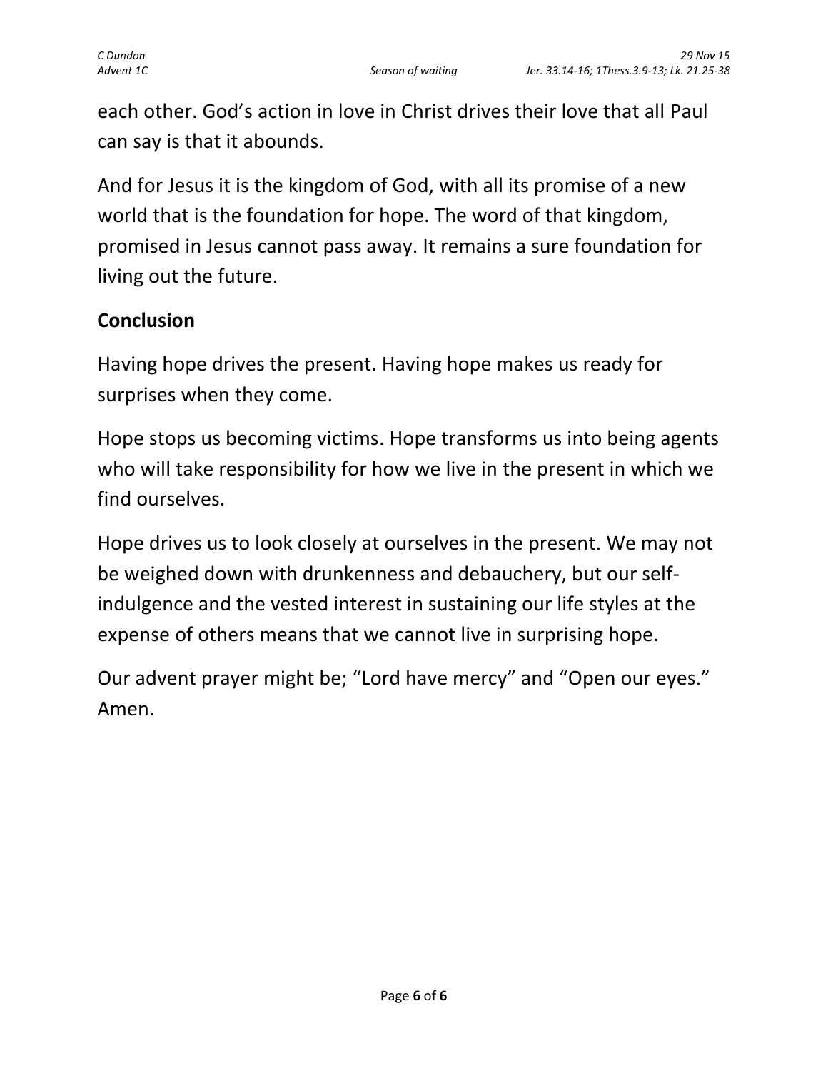each other. God's action in love in Christ drives their love that all Paul can say is that it abounds.

And for Jesus it is the kingdom of God, with all its promise of a new world that is the foundation for hope. The word of that kingdom, promised in Jesus cannot pass away. It remains a sure foundation for living out the future.

## Conclusion

Having hope drives the present. Having hope makes us ready for surprises when they come.

Hope stops us becoming victims. Hope transforms us into being agents who will take responsibility for how we live in the present in which we find ourselves.

Hope drives us to look closely at ourselves in the present. We may not be weighed down with drunkenness and debauchery, but our self-indulgence and the vested interest in sustaining our life styles at the expense of others means that we cannot live in surprising hope.

Our advent prayer might be; "Lord have mercy" and "Open our eyes." Amen.